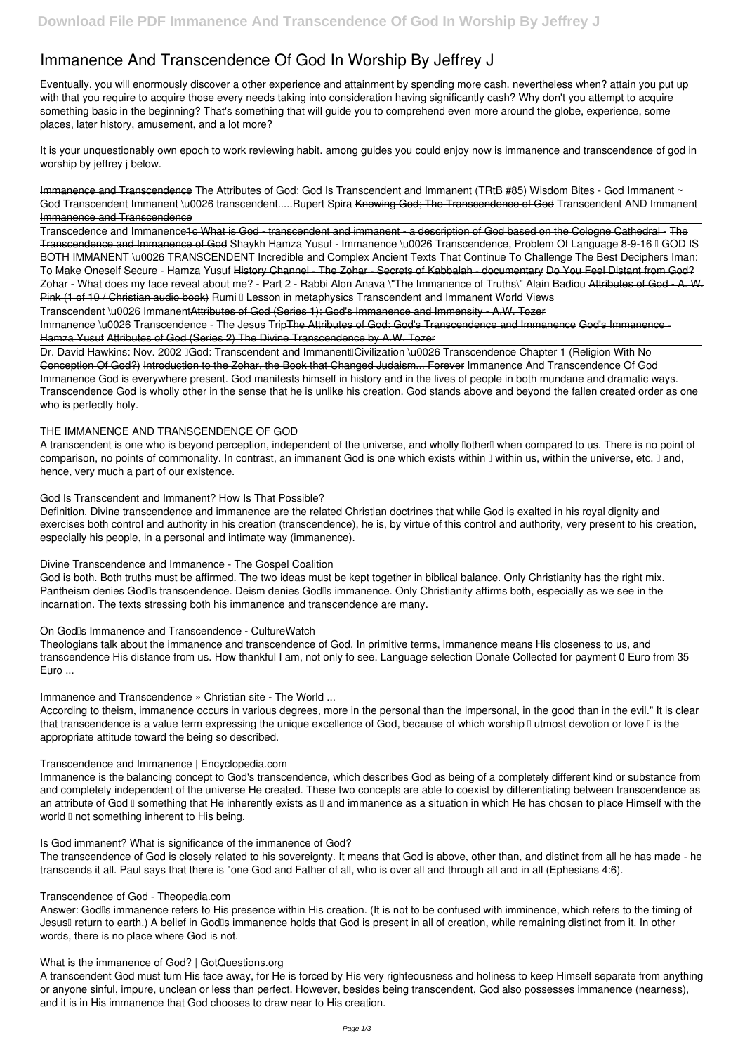# Immanence And Transcendence Of God In Worship By Jeffrey J

Eventually, you will enormously discover a other experience and attainment by spending more cash. nevertheless when? attain you put up with that you require to acquire those every needs taking into consideration having significantly cash? Why don't you attempt to acquire something basic in the beginning? That's something that will guide you to comprehend even more around the globe, experience, some places, later history, amusement, and a lot more?

It is your unquestionably own epoch to work reviewing habit. among guides you could enjoy now is **immanence and transcendence of god in worship by jeffrey j** below.

Immanence and Transcendence *The Attributes of God: God Is Transcendent and Immanent (TRtB #85) Wisdom Bites - God Immanent ~ God Transcendent Immanent \u0026 transcendent.....Rupert Spira* Knowing God; The Transcendence of God *Transcendent AND Immanent* Immanence and Transcendence

Transcedence and Immanence1c What is God - transcendent and immanent - a description of God based on the Cologne Cathedral - The Transcendence and Immanence of God *Shaykh Hamza Yusuf - Immanence \u0026 Transcendence, Problem Of Language 8-9-16 — GOD IS BOTH IMMANENT \u0026 TRANSCENDENT Incredible and Complex Ancient Texts That Continue To Challenge The Best Deciphers Iman: To Make Oneself Secure - Hamza Yusuf* History Channel - The Zohar - Secrets of Kabbalah - documentary Do You Feel Distant from God? *Zohar - What does my face reveal about me? - Part 2 - Rabbi Alon Anava \"The Immanence of Truths\" Alain Badiou* Attributes of God - A. W. Pink (1 of 10 / Christian audio book) *Rumi — Lesson in metaphysics Transcendent and Immanent World Views*

Transcendent \u0026 ImmanentAttributes of God (Series 1): God's Immanence and Immensity - A.W. Tozer

Immanence \u0026 Transcendence - The Jesus TripThe Attributes of God: God's Transcendence and Immanence God's Immanence - Hamza Yusuf Attributes of God (Series 2) The Divine Transcendence by A.W. Tozer

Dr. David Hawkins: Nov. 2002 "God: Transcendent and Immanent"Civilization \u0026 Transcendence Chapter 1 (Religion With No Conception Of God?) Introduction to the Zohar, the Book that Changed Judaism... Forever **Immanence And Transcendence Of God**
Immanence God is everywhere present. God manifests himself in history and in the lives of people in both mundane and dramatic ways. Transcendence God is wholly other in the sense that he is unlike his creation. God stands above and beyond the fallen created order as one who is perfectly holy.

**THE IMMANENCE AND TRANSCENDENCE OF GOD**

A transcendent is one who is beyond perception, independent of the universe, and wholly "other" when compared to us. There is no point of comparison, no points of commonality. In contrast, an immanent God is one which exists within — within us, within the universe, etc. — and, hence, very much a part of our existence.

**God Is Transcendent and Immanent? How Is That Possible?**

Definition. Divine transcendence and immanence are the related Christian doctrines that while God is exalted in his royal dignity and exercises both control and authority in his creation (transcendence), he is, by virtue of this control and authority, very present to his creation, especially his people, in a personal and intimate way (immanence).

**Divine Transcendence and Immanence - The Gospel Coalition**

God is both. Both truths must be affirmed. The two ideas must be kept together in biblical balance. Only Christianity has the right mix. Pantheism denies God's transcendence. Deism denies God's immanence. Only Christianity affirms both, especially as we see in the incarnation. The texts stressing both his immanence and transcendence are many.

**On God's Immanence and Transcendence - CultureWatch**

Theologians talk about the immanence and transcendence of God. In primitive terms, immanence means His closeness to us, and transcendence His distance from us. How thankful I am, not only to see. Language selection Donate Collected for payment 0 Euro from 35 Euro ...

**Immanence and Transcendence » Christian site - The World ...**

According to theism, immanence occurs in various degrees, more in the personal than the impersonal, in the good than in the evil." It is clear that transcendence is a value term expressing the unique excellence of God, because of which worship — utmost devotion or love — is the appropriate attitude toward the being so described.

**Transcendence and Immanence | Encyclopedia.com**

Immanence is the balancing concept to God's transcendence, which describes God as being of a completely different kind or substance from and completely independent of the universe He created. These two concepts are able to coexist by differentiating between transcendence as an attribute of God — something that He inherently exists as — and immanence as a situation in which He has chosen to place Himself with the world — not something inherent to His being.

**Is God immanent? What is significance of the immanence of God?**

The transcendence of God is closely related to his sovereignty. It means that God is above, other than, and distinct from all he has made - he transcends it all. Paul says that there is "one God and Father of all, who is over all and through all and in all (Ephesians 4:6).

**Transcendence of God - Theopedia.com**

Answer: God's immanence refers to His presence within His creation. (It is not to be confused with imminence, which refers to the timing of Jesus' return to earth.) A belief in God's immanence holds that God is present in all of creation, while remaining distinct from it. In other words, there is no place where God is not.

**What is the immanence of God? | GotQuestions.org**

A transcendent God must turn His face away, for He is forced by His very righteousness and holiness to keep Himself separate from anything or anyone sinful, impure, unclean or less than perfect. However, besides being transcendent, God also possesses immanence (nearness), and it is in His immanence that God chooses to draw near to His creation.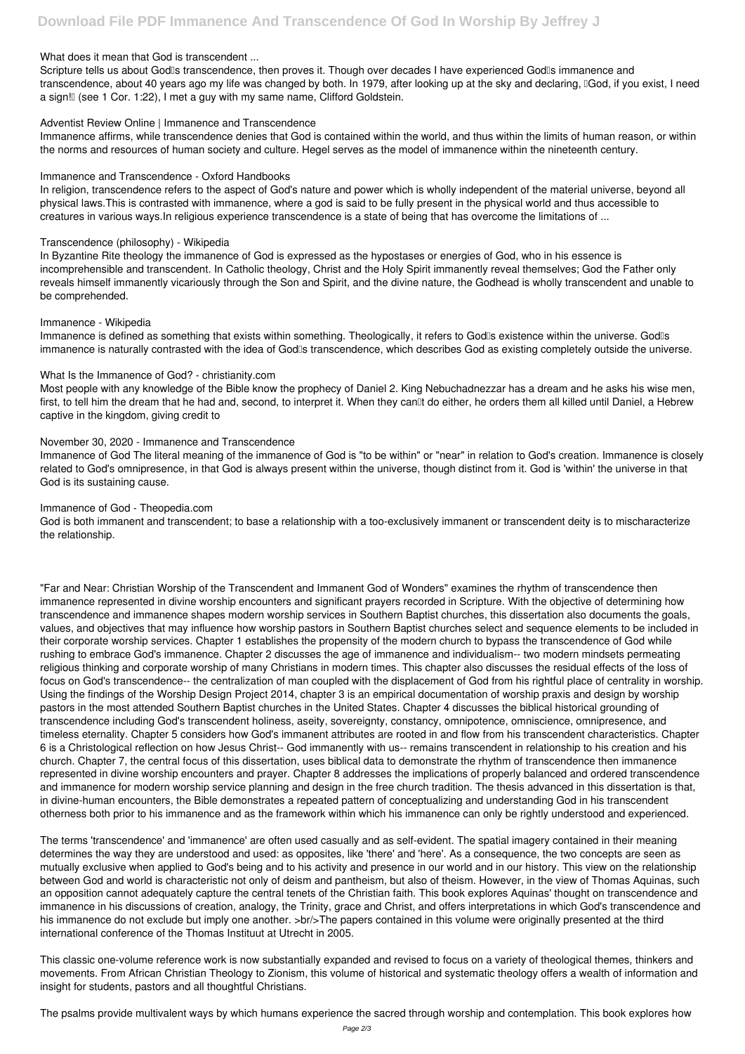What does it mean that God is transcendent ...

Scripture tells us about God's transcendence, then proves it. Though over decades I have experienced God's immanence and transcendence, about 40 years ago my life was changed by both. In 1979, after looking up at the sky and declaring, "God, if you exist, I need a sign!" (see 1 Cor. 1:22), I met a guy with my same name, Clifford Goldstein.

Adventist Review Online | Immanence and Transcendence

Immanence affirms, while transcendence denies that God is contained within the world, and thus within the limits of human reason, or within the norms and resources of human society and culture. Hegel serves as the model of immanence within the nineteenth century.

Immanence and Transcendence - Oxford Handbooks

In religion, transcendence refers to the aspect of God's nature and power which is wholly independent of the material universe, beyond all physical laws.This is contrasted with immanence, where a god is said to be fully present in the physical world and thus accessible to creatures in various ways.In religious experience transcendence is a state of being that has overcome the limitations of ...

Transcendence (philosophy) - Wikipedia

In Byzantine Rite theology the immanence of God is expressed as the hypostases or energies of God, who in his essence is incomprehensible and transcendent. In Catholic theology, Christ and the Holy Spirit immanently reveal themselves; God the Father only reveals himself immanently vicariously through the Son and Spirit, and the divine nature, the Godhead is wholly transcendent and unable to be comprehended.

Immanence - Wikipedia

Immanence is defined as something that exists within something. Theologically, it refers to God's existence within the universe. God's immanence is naturally contrasted with the idea of God's transcendence, which describes God as existing completely outside the universe.

What Is the Immanence of God? - christianity.com

Most people with any knowledge of the Bible know the prophecy of Daniel 2. King Nebuchadnezzar has a dream and he asks his wise men, first, to tell him the dream that he had and, second, to interpret it. When they can't do either, he orders them all killed until Daniel, a Hebrew captive in the kingdom, giving credit to

November 30, 2020 - Immanence and Transcendence

Immanence of God The literal meaning of the immanence of God is "to be within" or "near" in relation to God's creation. Immanence is closely related to God's omnipresence, in that God is always present within the universe, though distinct from it. God is 'within' the universe in that God is its sustaining cause.

Immanence of God - Theopedia.com

God is both immanent and transcendent; to base a relationship with a too-exclusively immanent or transcendent deity is to mischaracterize the relationship.

"Far and Near: Christian Worship of the Transcendent and Immanent God of Wonders" examines the rhythm of transcendence then immanence represented in divine worship encounters and significant prayers recorded in Scripture. With the objective of determining how transcendence and immanence shapes modern worship services in Southern Baptist churches, this dissertation also documents the goals, values, and objectives that may influence how worship pastors in Southern Baptist churches select and sequence elements to be included in their corporate worship services. Chapter 1 establishes the propensity of the modern church to bypass the transcendence of God while rushing to embrace God's immanence. Chapter 2 discusses the age of immanence and individualism-- two modern mindsets permeating religious thinking and corporate worship of many Christians in modern times. This chapter also discusses the residual effects of the loss of focus on God's transcendence-- the centralization of man coupled with the displacement of God from his rightful place of centrality in worship. Using the findings of the Worship Design Project 2014, chapter 3 is an empirical documentation of worship praxis and design by worship pastors in the most attended Southern Baptist churches in the United States. Chapter 4 discusses the biblical historical grounding of transcendence including God's transcendent holiness, aseity, sovereignty, constancy, omnipotence, omniscience, omnipresence, and timeless eternality. Chapter 5 considers how God's immanent attributes are rooted in and flow from his transcendent characteristics. Chapter 6 is a Christological reflection on how Jesus Christ-- God immanently with us-- remains transcendent in relationship to his creation and his church. Chapter 7, the central focus of this dissertation, uses biblical data to demonstrate the rhythm of transcendence then immanence represented in divine worship encounters and prayer. Chapter 8 addresses the implications of properly balanced and ordered transcendence and immanence for modern worship service planning and design in the free church tradition. The thesis advanced in this dissertation is that, in divine-human encounters, the Bible demonstrates a repeated pattern of conceptualizing and understanding God in his transcendent otherness both prior to his immanence and as the framework within which his immanence can only be rightly understood and experienced.

The terms 'transcendence' and 'immanence' are often used casually and as self-evident. The spatial imagery contained in their meaning determines the way they are understood and used: as opposites, like 'there' and 'here'. As a consequence, the two concepts are seen as mutually exclusive when applied to God's being and to his activity and presence in our world and in our history. This view on the relationship between God and world is characteristic not only of deism and pantheism, but also of theism. However, in the view of Thomas Aquinas, such an opposition cannot adequately capture the central tenets of the Christian faith. This book explores Aquinas' thought on transcendence and immanence in his discussions of creation, analogy, the Trinity, grace and Christ, and offers interpretations in which God's transcendence and his immanence do not exclude but imply one another. >br/>The papers contained in this volume were originally presented at the third international conference of the Thomas Instituut at Utrecht in 2005.

This classic one-volume reference work is now substantially expanded and revised to focus on a variety of theological themes, thinkers and movements. From African Christian Theology to Zionism, this volume of historical and systematic theology offers a wealth of information and insight for students, pastors and all thoughtful Christians.

The psalms provide multivalent ways by which humans experience the sacred through worship and contemplation. This book explores how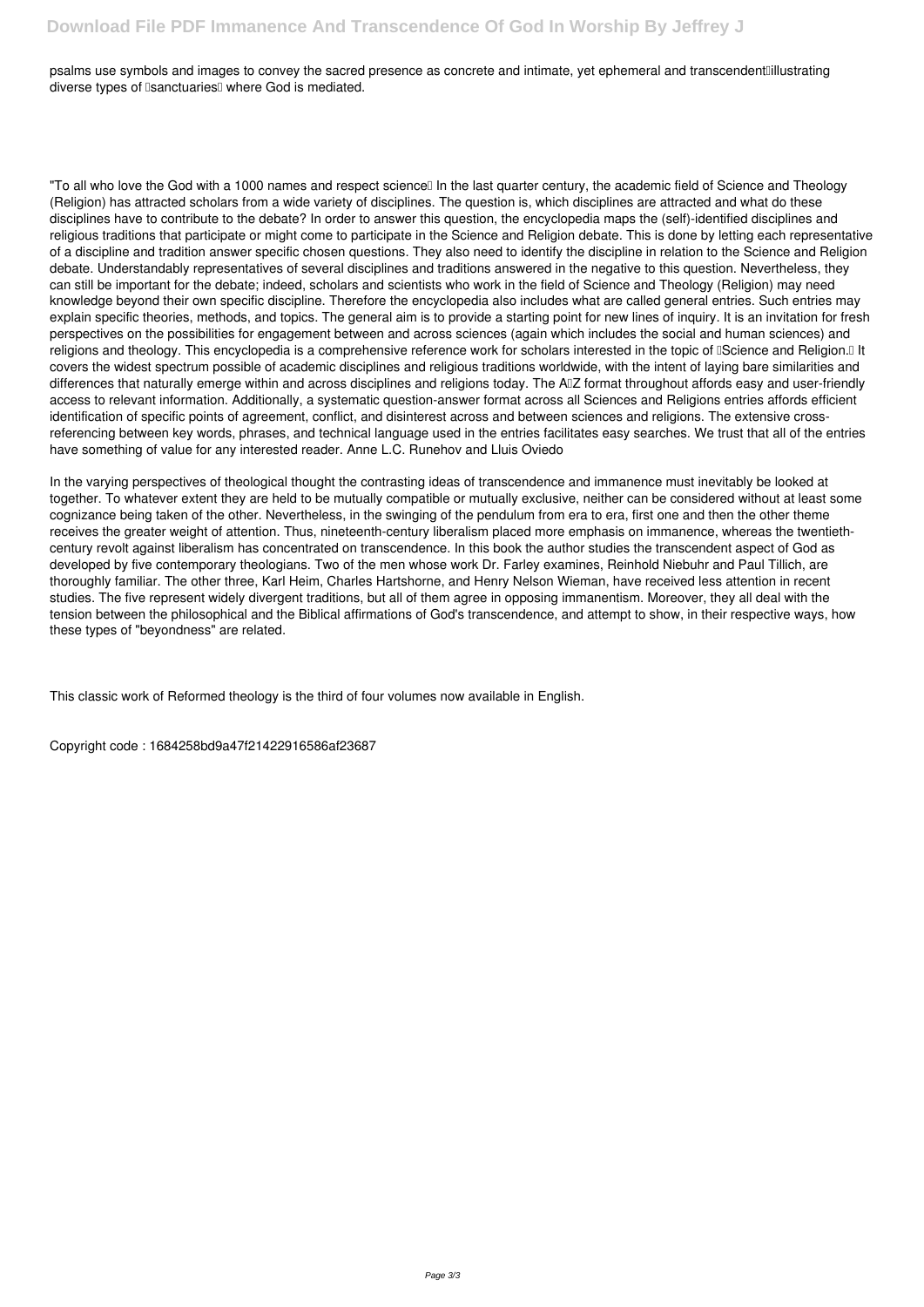psalms use symbols and images to convey the sacred presence as concrete and intimate, yet ephemeral and transcendent—illustrating diverse types of "sanctuaries" where God is mediated.

"To all who love the God with a 1000 names and respect science" In the last quarter century, the academic field of Science and Theology (Religion) has attracted scholars from a wide variety of disciplines. The question is, which disciplines are attracted and what do these disciplines have to contribute to the debate? In order to answer this question, the encyclopedia maps the (self)-identified disciplines and religious traditions that participate or might come to participate in the Science and Religion debate. This is done by letting each representative of a discipline and tradition answer specific chosen questions. They also need to identify the discipline in relation to the Science and Religion debate. Understandably representatives of several disciplines and traditions answered in the negative to this question. Nevertheless, they can still be important for the debate; indeed, scholars and scientists who work in the field of Science and Theology (Religion) may need knowledge beyond their own specific discipline. Therefore the encyclopedia also includes what are called general entries. Such entries may explain specific theories, methods, and topics. The general aim is to provide a starting point for new lines of inquiry. It is an invitation for fresh perspectives on the possibilities for engagement between and across sciences (again which includes the social and human sciences) and religions and theology. This encyclopedia is a comprehensive reference work for scholars interested in the topic of "Science and Religion." It covers the widest spectrum possible of academic disciplines and religious traditions worldwide, with the intent of laying bare similarities and differences that naturally emerge within and across disciplines and religions today. The A–Z format throughout affords easy and user-friendly access to relevant information. Additionally, a systematic question-answer format across all Sciences and Religions entries affords efficient identification of specific points of agreement, conflict, and disinterest across and between sciences and religions. The extensive cross-referencing between key words, phrases, and technical language used in the entries facilitates easy searches. We trust that all of the entries have something of value for any interested reader. Anne L.C. Runehov and Lluis Oviedo

In the varying perspectives of theological thought the contrasting ideas of transcendence and immanence must inevitably be looked at together. To whatever extent they are held to be mutually compatible or mutually exclusive, neither can be considered without at least some cognizance being taken of the other. Nevertheless, in the swinging of the pendulum from era to era, first one and then the other theme receives the greater weight of attention. Thus, nineteenth-century liberalism placed more emphasis on immanence, whereas the twentieth-century revolt against liberalism has concentrated on transcendence. In this book the author studies the transcendent aspect of God as developed by five contemporary theologians. Two of the men whose work Dr. Farley examines, Reinhold Niebuhr and Paul Tillich, are thoroughly familiar. The other three, Karl Heim, Charles Hartshorne, and Henry Nelson Wieman, have received less attention in recent studies. The five represent widely divergent traditions, but all of them agree in opposing immanentism. Moreover, they all deal with the tension between the philosophical and the Biblical affirmations of God's transcendence, and attempt to show, in their respective ways, how these types of "beyondness" are related.

This classic work of Reformed theology is the third of four volumes now available in English.

Copyright code : 1684258bd9a47f21422916586af23687